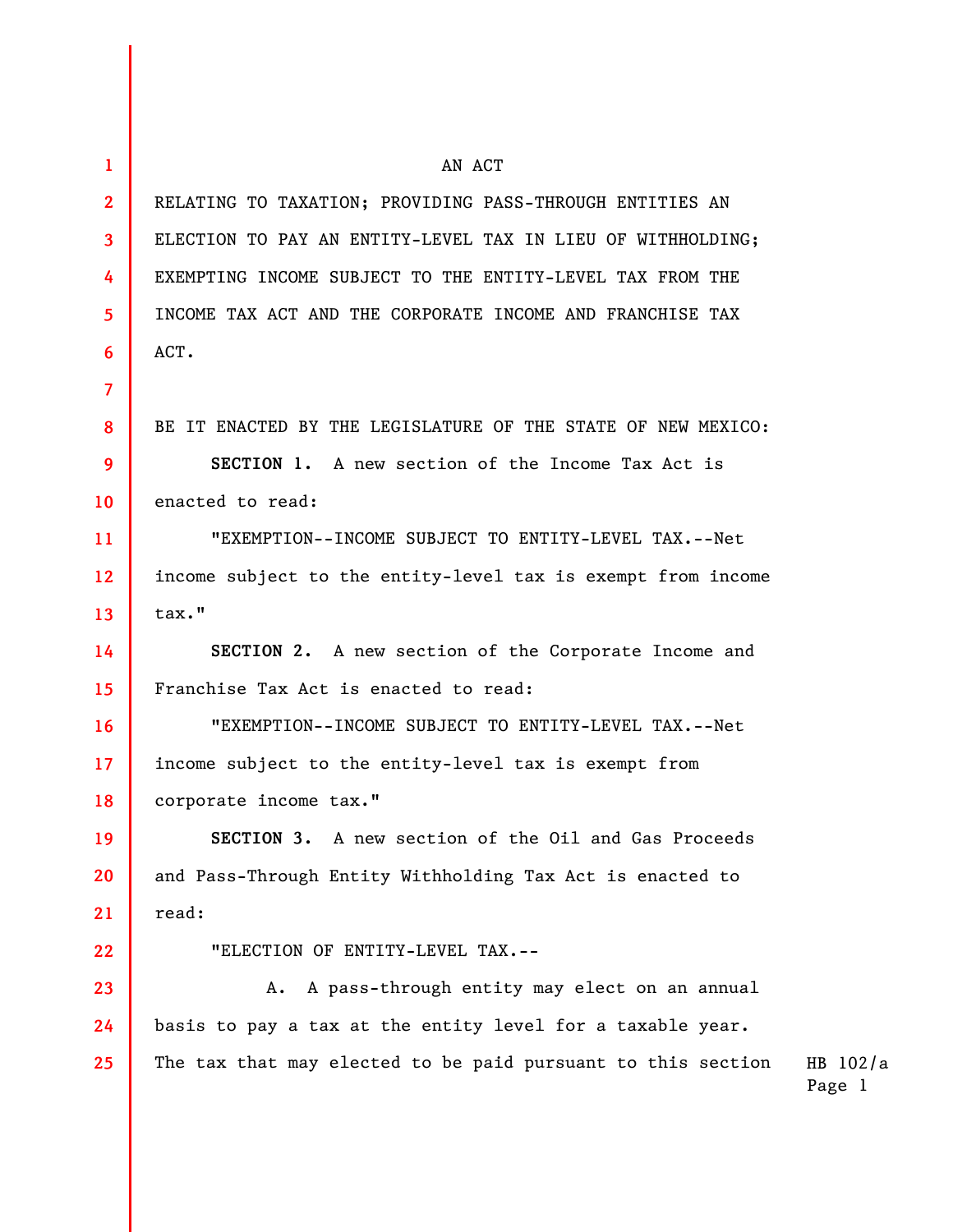AN ACT

RELATING TO TAXATION; PROVIDING PASS-THROUGH ENTITIES AN ELECTION TO PAY AN ENTITY-LEVEL TAX IN LIEU OF WITHHOLDING; EXEMPTING INCOME SUBJECT TO THE ENTITY-LEVEL TAX FROM THE INCOME TAX ACT AND THE CORPORATE INCOME AND FRANCHISE TAX ACT.

BE IT ENACTED BY THE LEGISLATURE OF THE STATE OF NEW MEXICO:

**SECTION 1.** A new section of the Income Tax Act is enacted to read:

"EXEMPTION--INCOME SUBJECT TO ENTITY-LEVEL TAX.--Net income subject to the entity-level tax is exempt from income tax."

**SECTION 2.** A new section of the Corporate Income and Franchise Tax Act is enacted to read:

"EXEMPTION--INCOME SUBJECT TO ENTITY-LEVEL TAX.--Net income subject to the entity-level tax is exempt from corporate income tax."

**SECTION 3.** A new section of the Oil and Gas Proceeds and Pass-Through Entity Withholding Tax Act is enacted to read:

"ELECTION OF ENTITY-LEVEL TAX.--

A. A pass-through entity may elect on an annual basis to pay a tax at the entity level for a taxable year. The tax that may elected to be paid pursuant to this section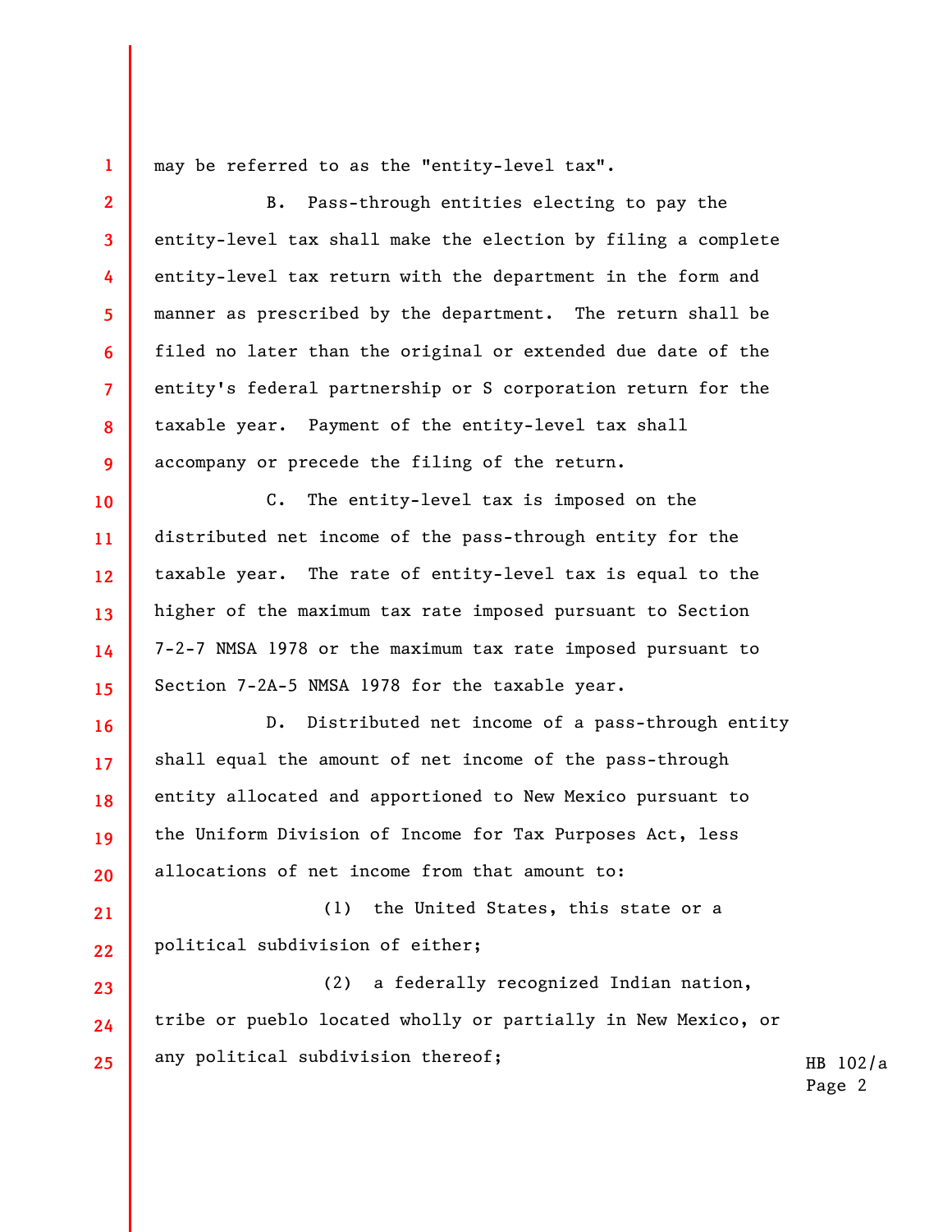may be referred to as the "entity-level tax".

B. Pass-through entities electing to pay the entity-level tax shall make the election by filing a complete entity-level tax return with the department in the form and manner as prescribed by the department. The return shall be filed no later than the original or extended due date of the entity's federal partnership or S corporation return for the taxable year. Payment of the entity-level tax shall accompany or precede the filing of the return.

C. The entity-level tax is imposed on the distributed net income of the pass-through entity for the taxable year. The rate of entity-level tax is equal to the higher of the maximum tax rate imposed pursuant to Section 7-2-7 NMSA 1978 or the maximum tax rate imposed pursuant to Section 7-2A-5 NMSA 1978 for the taxable year.

D. Distributed net income of a pass-through entity shall equal the amount of net income of the pass-through entity allocated and apportioned to New Mexico pursuant to the Uniform Division of Income for Tax Purposes Act, less allocations of net income from that amount to:

(1) the United States, this state or a political subdivision of either;

(2) a federally recognized Indian nation, tribe or pueblo located wholly or partially in New Mexico, or any political subdivision thereof;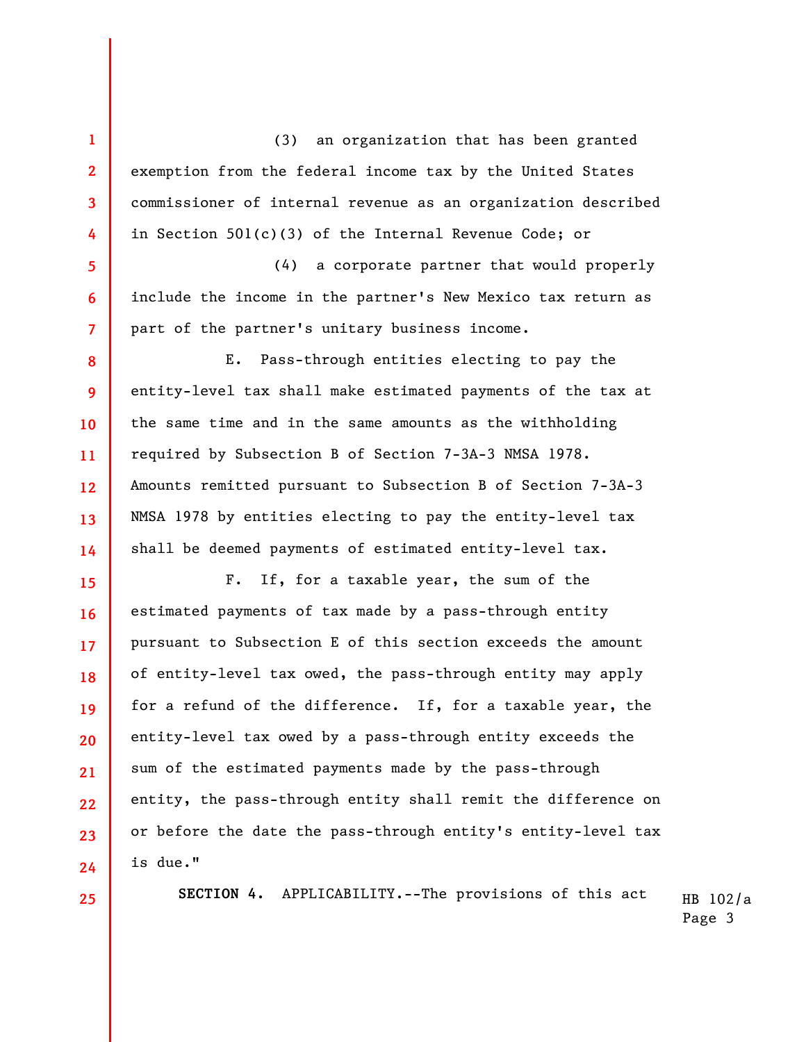(3) an organization that has been granted exemption from the federal income tax by the United States commissioner of internal revenue as an organization described in Section 501(c)(3) of the Internal Revenue Code; or

(4) a corporate partner that would properly include the income in the partner's New Mexico tax return as part of the partner's unitary business income.

E. Pass-through entities electing to pay the entity-level tax shall make estimated payments of the tax at the same time and in the same amounts as the withholding required by Subsection B of Section 7-3A-3 NMSA 1978. Amounts remitted pursuant to Subsection B of Section 7-3A-3 NMSA 1978 by entities electing to pay the entity-level tax shall be deemed payments of estimated entity-level tax.

F. If, for a taxable year, the sum of the estimated payments of tax made by a pass-through entity pursuant to Subsection E of this section exceeds the amount of entity-level tax owed, the pass-through entity may apply for a refund of the difference. If, for a taxable year, the entity-level tax owed by a pass-through entity exceeds the sum of the estimated payments made by the pass-through entity, the pass-through entity shall remit the difference on or before the date the pass-through entity's entity-level tax is due."

**SECTION 4.** APPLICABILITY.--The provisions of this act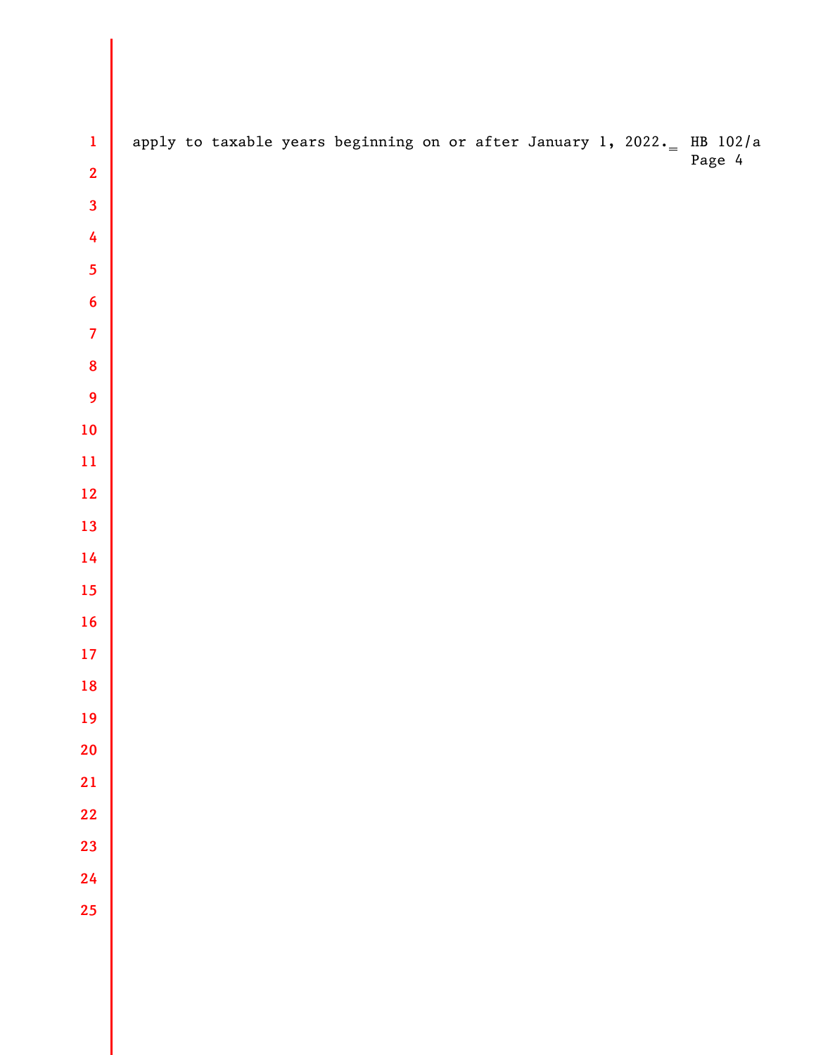apply to taxable years beginning on or after January 1, 2022.